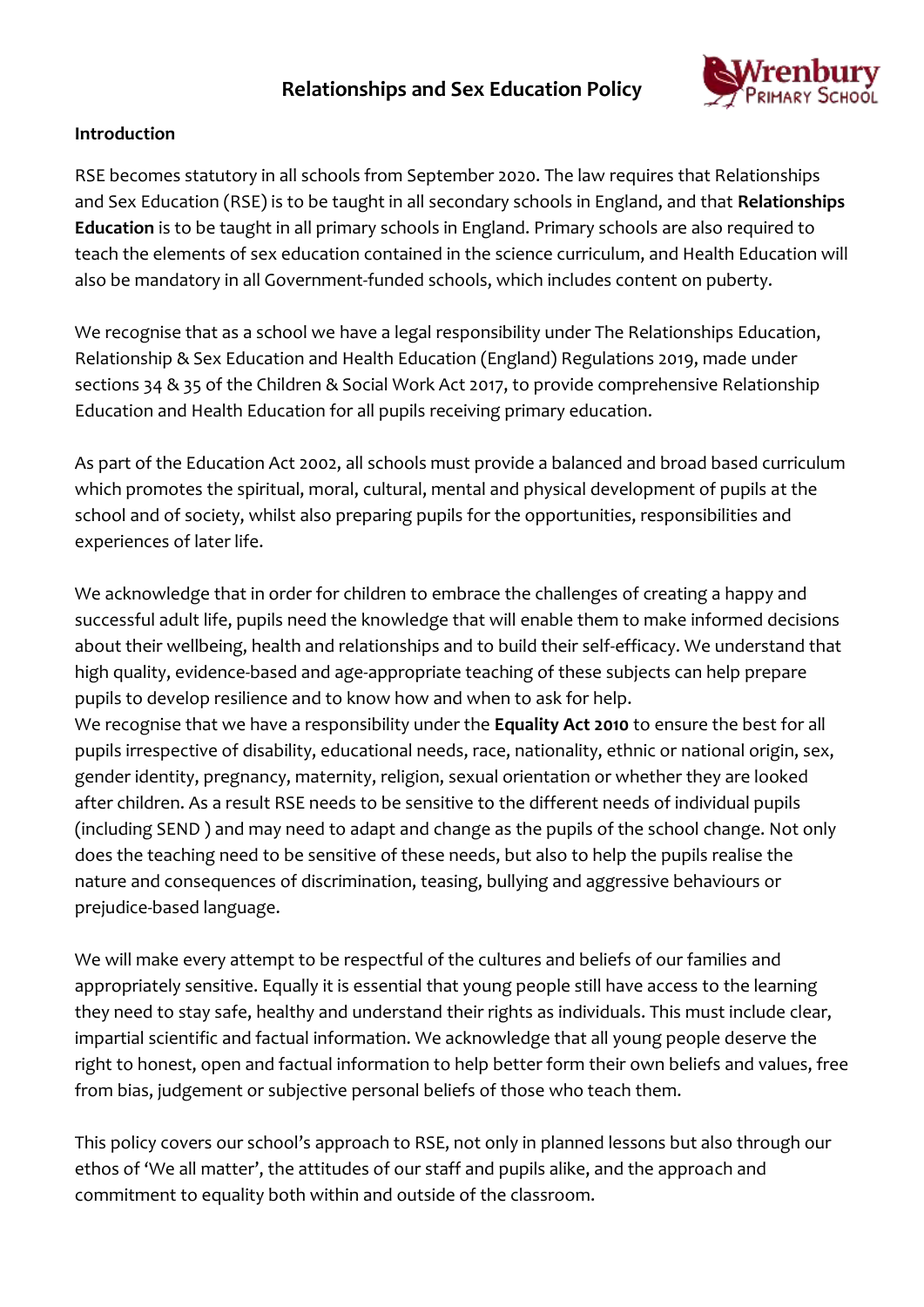# Relationships and Sex Education Policy

**Introduction**

RSE becomes statutory in all schools from September 2020. The law requires that Relationships and Sex Education (RSE) is to be taught in all secondary schools in England, and that **Relationships Education** is to be taught in all primary schools in England. Primary schools are also required to teach the elements of sex education contained in the science curriculum, and Health Education will also be mandatory in all Government-funded schools, which includes content on puberty.

We recognise that as a school we have a legal responsibility under The Relationships Education, Relationship & Sex Education and Health Education (England) Regulations 2019, made under sections 34 & 35 of the Children & Social Work Act 2017, to provide comprehensive Relationship Education and Health Education for all pupils receiving primary education.

As part of the Education Act 2002, all schools must provide a balanced and broad based curriculum which promotes the spiritual, moral, cultural, mental and physical development of pupils at the school and of society, whilst also preparing pupils for the opportunities, responsibilities and experiences of later life.

We acknowledge that in order for children to embrace the challenges of creating a happy and successful adult life, pupils need the knowledge that will enable them to make informed decisions about their wellbeing, health and relationships and to build their self-efficacy. We understand that high quality, evidence-based and age-appropriate teaching of these subjects can help prepare pupils to develop resilience and to know how and when to ask for help.
We recognise that we have a responsibility under the **Equality Act 2010** to ensure the best for all pupils irrespective of disability, educational needs, race, nationality, ethnic or national origin, sex, gender identity, pregnancy, maternity, religion, sexual orientation or whether they are looked after children. As a result RSE needs to be sensitive to the different needs of individual pupils (including SEND ) and may need to adapt and change as the pupils of the school change. Not only does the teaching need to be sensitive of these needs, but also to help the pupils realise the nature and consequences of discrimination, teasing, bullying and aggressive behaviours or prejudice-based language.

We will make every attempt to be respectful of the cultures and beliefs of our families and appropriately sensitive. Equally it is essential that young people still have access to the learning they need to stay safe, healthy and understand their rights as individuals. This must include clear, impartial scientific and factual information. We acknowledge that all young people deserve the right to honest, open and factual information to help better form their own beliefs and values, free from bias, judgement or subjective personal beliefs of those who teach them.

This policy covers our school's approach to RSE, not only in planned lessons but also through our ethos of 'We all matter', the attitudes of our staff and pupils alike, and the approach and commitment to equality both within and outside of the classroom.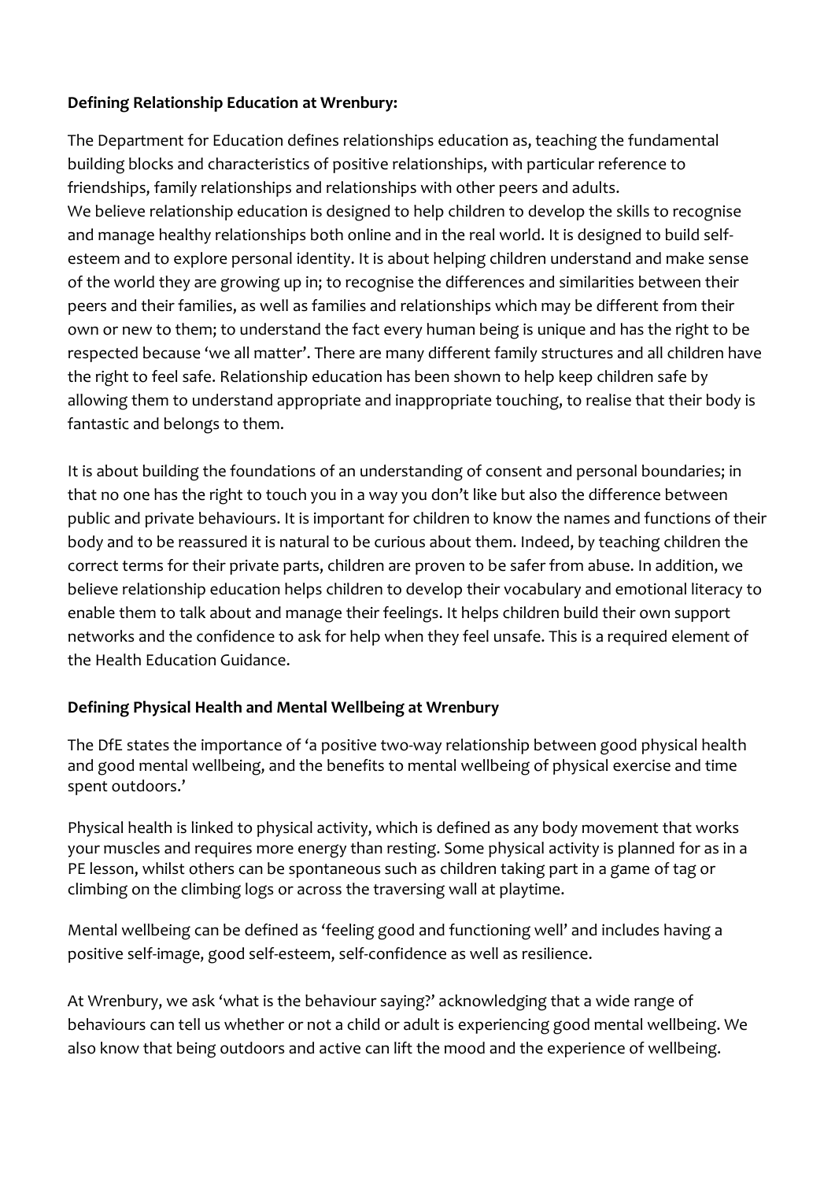**Defining Relationship Education at Wrenbury:**

The Department for Education defines relationships education as, teaching the fundamental building blocks and characteristics of positive relationships, with particular reference to friendships, family relationships and relationships with other peers and adults.
We believe relationship education is designed to help children to develop the skills to recognise and manage healthy relationships both online and in the real world. It is designed to build self-esteem and to explore personal identity. It is about helping children understand and make sense of the world they are growing up in; to recognise the differences and similarities between their peers and their families, as well as families and relationships which may be different from their own or new to them; to understand the fact every human being is unique and has the right to be respected because 'we all matter'. There are many different family structures and all children have the right to feel safe. Relationship education has been shown to help keep children safe by allowing them to understand appropriate and inappropriate touching, to realise that their body is fantastic and belongs to them.

It is about building the foundations of an understanding of consent and personal boundaries; in that no one has the right to touch you in a way you don't like but also the difference between public and private behaviours. It is important for children to know the names and functions of their body and to be reassured it is natural to be curious about them. Indeed, by teaching children the correct terms for their private parts, children are proven to be safer from abuse. In addition, we believe relationship education helps children to develop their vocabulary and emotional literacy to enable them to talk about and manage their feelings. It helps children build their own support networks and the confidence to ask for help when they feel unsafe. This is a required element of the Health Education Guidance.

**Defining Physical Health and Mental Wellbeing at Wrenbury**

The DfE states the importance of 'a positive two-way relationship between good physical health and good mental wellbeing, and the benefits to mental wellbeing of physical exercise and time spent outdoors.'

Physical health is linked to physical activity, which is defined as any body movement that works your muscles and requires more energy than resting. Some physical activity is planned for as in a PE lesson, whilst others can be spontaneous such as children taking part in a game of tag or climbing on the climbing logs or across the traversing wall at playtime.

Mental wellbeing can be defined as 'feeling good and functioning well' and includes having a positive self-image, good self-esteem, self-confidence as well as resilience.

At Wrenbury, we ask 'what is the behaviour saying?' acknowledging that a wide range of behaviours can tell us whether or not a child or adult is experiencing good mental wellbeing. We also know that being outdoors and active can lift the mood and the experience of wellbeing.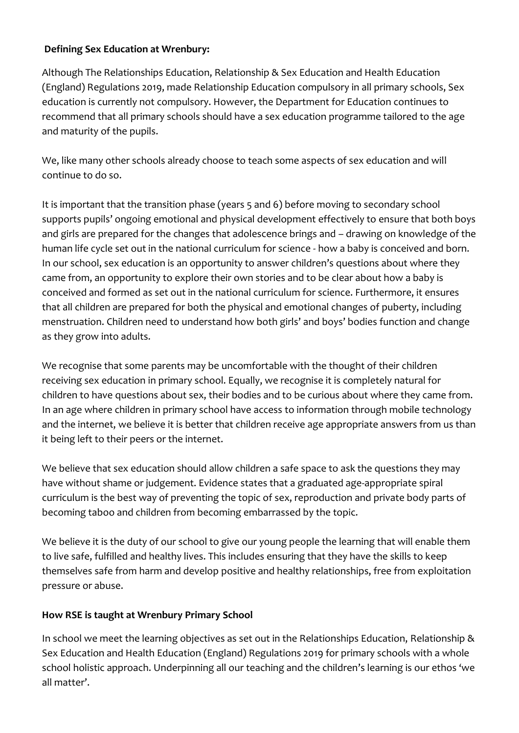**Defining Sex Education at Wrenbury:**

Although The Relationships Education, Relationship & Sex Education and Health Education (England) Regulations 2019, made Relationship Education compulsory in all primary schools, Sex education is currently not compulsory. However, the Department for Education continues to recommend that all primary schools should have a sex education programme tailored to the age and maturity of the pupils.

We, like many other schools already choose to teach some aspects of sex education and will continue to do so.

It is important that the transition phase (years 5 and 6) before moving to secondary school supports pupils' ongoing emotional and physical development effectively to ensure that both boys and girls are prepared for the changes that adolescence brings and – drawing on knowledge of the human life cycle set out in the national curriculum for science - how a baby is conceived and born. In our school, sex education is an opportunity to answer children's questions about where they came from, an opportunity to explore their own stories and to be clear about how a baby is conceived and formed as set out in the national curriculum for science. Furthermore, it ensures that all children are prepared for both the physical and emotional changes of puberty, including menstruation. Children need to understand how both girls' and boys' bodies function and change as they grow into adults.

We recognise that some parents may be uncomfortable with the thought of their children receiving sex education in primary school. Equally, we recognise it is completely natural for children to have questions about sex, their bodies and to be curious about where they came from. In an age where children in primary school have access to information through mobile technology and the internet, we believe it is better that children receive age appropriate answers from us than it being left to their peers or the internet.

We believe that sex education should allow children a safe space to ask the questions they may have without shame or judgement. Evidence states that a graduated age-appropriate spiral curriculum is the best way of preventing the topic of sex, reproduction and private body parts of becoming taboo and children from becoming embarrassed by the topic.

We believe it is the duty of our school to give our young people the learning that will enable them to live safe, fulfilled and healthy lives. This includes ensuring that they have the skills to keep themselves safe from harm and develop positive and healthy relationships, free from exploitation pressure or abuse.

**How RSE is taught at Wrenbury Primary School**

In school we meet the learning objectives as set out in the Relationships Education, Relationship & Sex Education and Health Education (England) Regulations 2019 for primary schools with a whole school holistic approach. Underpinning all our teaching and the children's learning is our ethos 'we all matter'.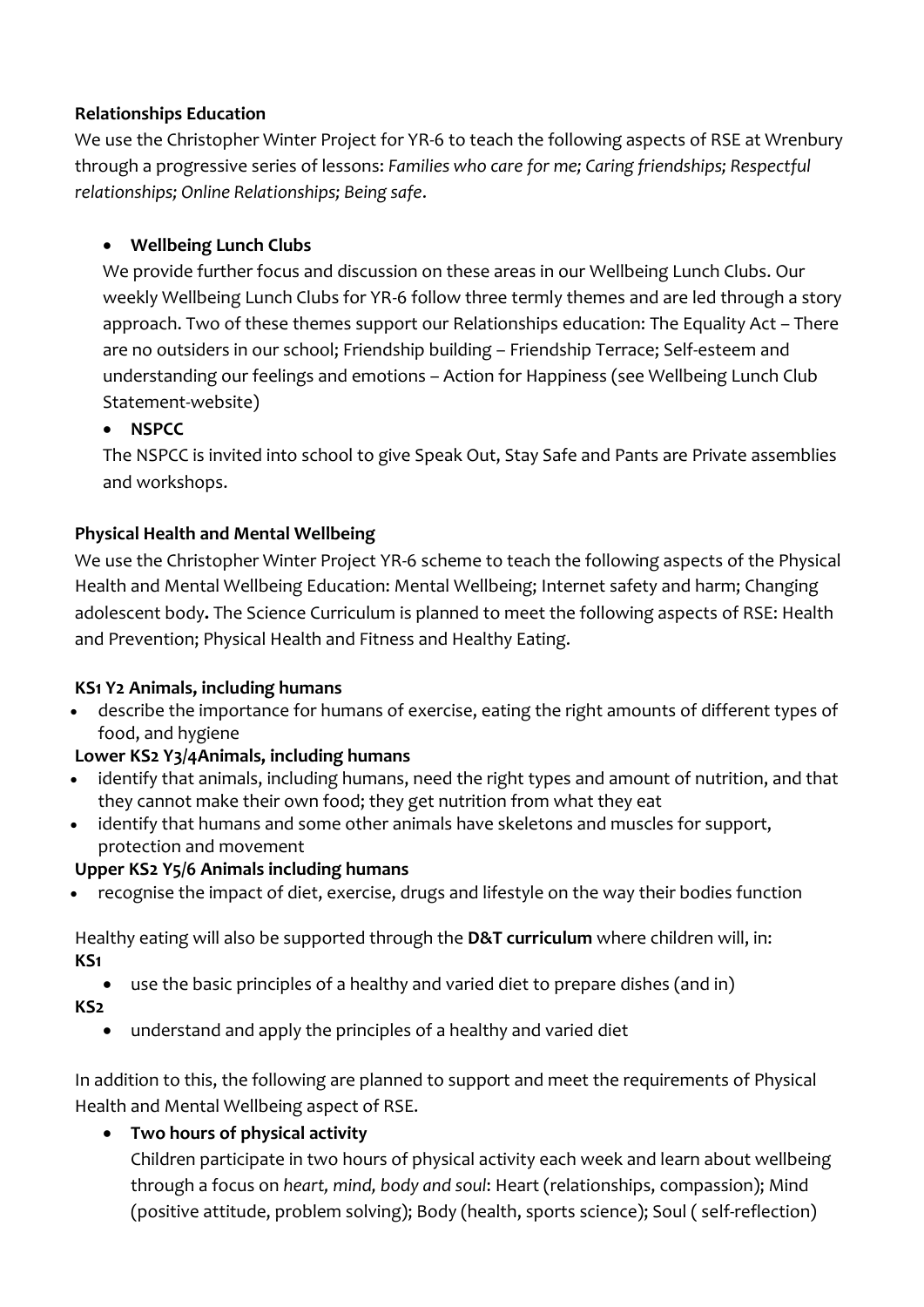**Relationships Education**

We use the Christopher Winter Project for YR-6 to teach the following aspects of RSE at Wrenbury through a progressive series of lessons: *Families who care for me; Caring friendships; Respectful relationships; Online Relationships; Being safe*.

- **Wellbeing Lunch Clubs**

  We provide further focus and discussion on these areas in our Wellbeing Lunch Clubs. Our weekly Wellbeing Lunch Clubs for YR-6 follow three termly themes and are led through a story approach. Two of these themes support our Relationships education: The Equality Act – There are no outsiders in our school; Friendship building – Friendship Terrace; Self-esteem and understanding our feelings and emotions – Action for Happiness (see Wellbeing Lunch Club Statement-website)

- **NSPCC**

  The NSPCC is invited into school to give Speak Out, Stay Safe and Pants are Private assemblies and workshops.

**Physical Health and Mental Wellbeing**

We use the Christopher Winter Project YR-6 scheme to teach the following aspects of the Physical Health and Mental Wellbeing Education: Mental Wellbeing; Internet safety and harm; Changing adolescent body**.** The Science Curriculum is planned to meet the following aspects of RSE: Health and Prevention; Physical Health and Fitness and Healthy Eating.

**KS1 Y2 Animals, including humans**

- describe the importance for humans of exercise, eating the right amounts of different types of food, and hygiene

**Lower KS2 Y3/4Animals, including humans**

- identify that animals, including humans, need the right types and amount of nutrition, and that they cannot make their own food; they get nutrition from what they eat
- identify that humans and some other animals have skeletons and muscles for support, protection and movement

**Upper KS2 Y5/6 Animals including humans**

- recognise the impact of diet, exercise, drugs and lifestyle on the way their bodies function

Healthy eating will also be supported through the **D&T curriculum** where children will, in:

**KS1**

- use the basic principles of a healthy and varied diet to prepare dishes (and in)

**KS2**

- understand and apply the principles of a healthy and varied diet

In addition to this, the following are planned to support and meet the requirements of Physical Health and Mental Wellbeing aspect of RSE.

- **Two hours of physical activity**

  Children participate in two hours of physical activity each week and learn about wellbeing through a focus on *heart, mind, body and soul*: Heart (relationships, compassion); Mind (positive attitude, problem solving); Body (health, sports science); Soul ( self-reflection)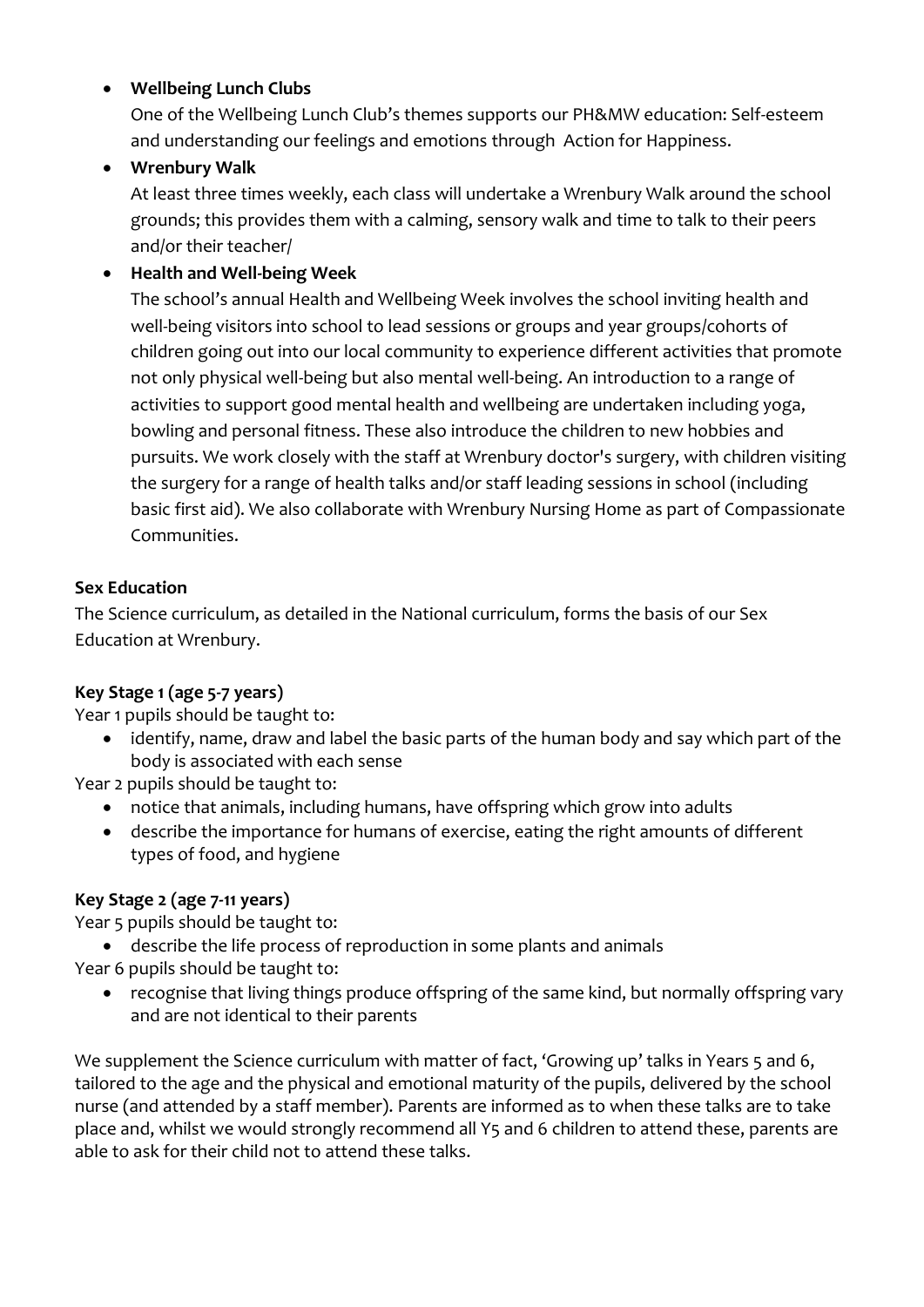- **Wellbeing Lunch Clubs**

  One of the Wellbeing Lunch Club's themes supports our PH&MW education: Self-esteem and understanding our feelings and emotions through Action for Happiness.

- **Wrenbury Walk**

  At least three times weekly, each class will undertake a Wrenbury Walk around the school grounds; this provides them with a calming, sensory walk and time to talk to their peers and/or their teacher/

- **Health and Well-being Week**

  The school's annual Health and Wellbeing Week involves the school inviting health and well-being visitors into school to lead sessions or groups and year groups/cohorts of children going out into our local community to experience different activities that promote not only physical well-being but also mental well-being. An introduction to a range of activities to support good mental health and wellbeing are undertaken including yoga, bowling and personal fitness. These also introduce the children to new hobbies and pursuits. We work closely with the staff at Wrenbury doctor's surgery, with children visiting the surgery for a range of health talks and/or staff leading sessions in school (including basic first aid). We also collaborate with Wrenbury Nursing Home as part of Compassionate Communities.

**Sex Education**

The Science curriculum, as detailed in the National curriculum, forms the basis of our Sex Education at Wrenbury.

**Key Stage 1 (age 5-7 years)**

Year 1 pupils should be taught to:

- identify, name, draw and label the basic parts of the human body and say which part of the body is associated with each sense

Year 2 pupils should be taught to:

- notice that animals, including humans, have offspring which grow into adults
- describe the importance for humans of exercise, eating the right amounts of different types of food, and hygiene

**Key Stage 2 (age 7-11 years)**

Year 5 pupils should be taught to:

- describe the life process of reproduction in some plants and animals

Year 6 pupils should be taught to:

- recognise that living things produce offspring of the same kind, but normally offspring vary and are not identical to their parents

We supplement the Science curriculum with matter of fact, 'Growing up' talks in Years 5 and 6, tailored to the age and the physical and emotional maturity of the pupils, delivered by the school nurse (and attended by a staff member). Parents are informed as to when these talks are to take place and, whilst we would strongly recommend all Y5 and 6 children to attend these, parents are able to ask for their child not to attend these talks.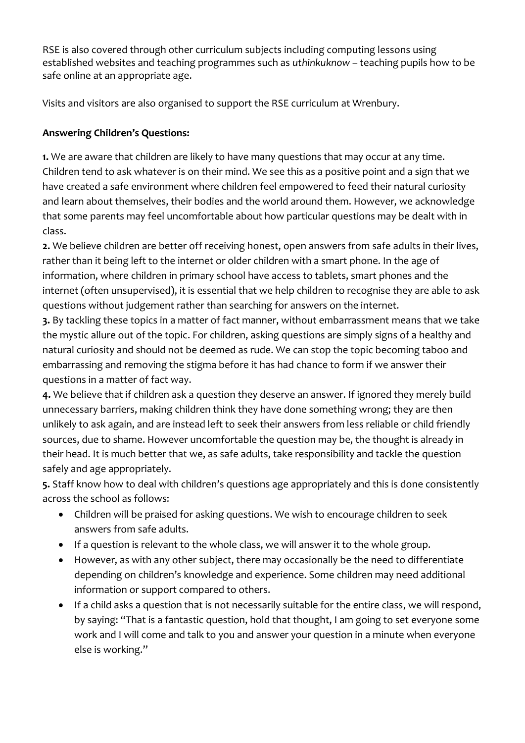RSE is also covered through other curriculum subjects including computing lessons using established websites and teaching programmes such as *uthinkuknow* – teaching pupils how to be safe online at an appropriate age.

Visits and visitors are also organised to support the RSE curriculum at Wrenbury.

**Answering Children's Questions:**

**1.** We are aware that children are likely to have many questions that may occur at any time. Children tend to ask whatever is on their mind. We see this as a positive point and a sign that we have created a safe environment where children feel empowered to feed their natural curiosity and learn about themselves, their bodies and the world around them. However, we acknowledge that some parents may feel uncomfortable about how particular questions may be dealt with in class.

**2.** We believe children are better off receiving honest, open answers from safe adults in their lives, rather than it being left to the internet or older children with a smart phone. In the age of information, where children in primary school have access to tablets, smart phones and the internet (often unsupervised), it is essential that we help children to recognise they are able to ask questions without judgement rather than searching for answers on the internet.

**3.** By tackling these topics in a matter of fact manner, without embarrassment means that we take the mystic allure out of the topic. For children, asking questions are simply signs of a healthy and natural curiosity and should not be deemed as rude. We can stop the topic becoming taboo and embarrassing and removing the stigma before it has had chance to form if we answer their questions in a matter of fact way.

**4.** We believe that if children ask a question they deserve an answer. If ignored they merely build unnecessary barriers, making children think they have done something wrong; they are then unlikely to ask again, and are instead left to seek their answers from less reliable or child friendly sources, due to shame. However uncomfortable the question may be, the thought is already in their head. It is much better that we, as safe adults, take responsibility and tackle the question safely and age appropriately.

**5.** Staff know how to deal with children's questions age appropriately and this is done consistently across the school as follows:

- Children will be praised for asking questions. We wish to encourage children to seek answers from safe adults.
- If a question is relevant to the whole class, we will answer it to the whole group.
- However, as with any other subject, there may occasionally be the need to differentiate depending on children's knowledge and experience. Some children may need additional information or support compared to others.
- If a child asks a question that is not necessarily suitable for the entire class, we will respond, by saying: "That is a fantastic question, hold that thought, I am going to set everyone some work and I will come and talk to you and answer your question in a minute when everyone else is working."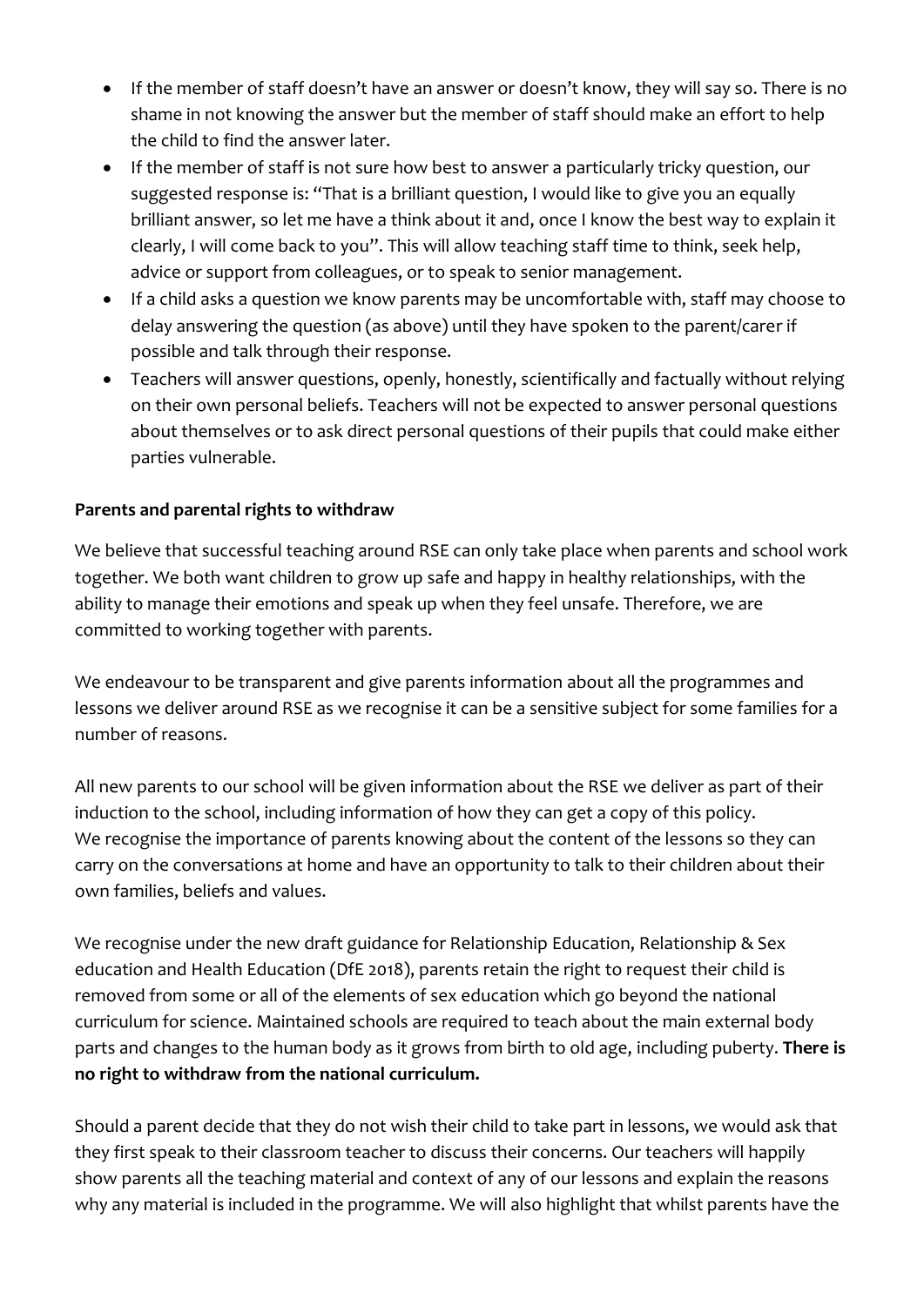- If the member of staff doesn't have an answer or doesn't know, they will say so. There is no shame in not knowing the answer but the member of staff should make an effort to help the child to find the answer later.
- If the member of staff is not sure how best to answer a particularly tricky question, our suggested response is: "That is a brilliant question, I would like to give you an equally brilliant answer, so let me have a think about it and, once I know the best way to explain it clearly, I will come back to you". This will allow teaching staff time to think, seek help, advice or support from colleagues, or to speak to senior management.
- If a child asks a question we know parents may be uncomfortable with, staff may choose to delay answering the question (as above) until they have spoken to the parent/carer if possible and talk through their response.
- Teachers will answer questions, openly, honestly, scientifically and factually without relying on their own personal beliefs. Teachers will not be expected to answer personal questions about themselves or to ask direct personal questions of their pupils that could make either parties vulnerable.

**Parents and parental rights to withdraw**

We believe that successful teaching around RSE can only take place when parents and school work together. We both want children to grow up safe and happy in healthy relationships, with the ability to manage their emotions and speak up when they feel unsafe. Therefore, we are committed to working together with parents.

We endeavour to be transparent and give parents information about all the programmes and lessons we deliver around RSE as we recognise it can be a sensitive subject for some families for a number of reasons.

All new parents to our school will be given information about the RSE we deliver as part of their induction to the school, including information of how they can get a copy of this policy. We recognise the importance of parents knowing about the content of the lessons so they can carry on the conversations at home and have an opportunity to talk to their children about their own families, beliefs and values.

We recognise under the new draft guidance for Relationship Education, Relationship & Sex education and Health Education (DfE 2018), parents retain the right to request their child is removed from some or all of the elements of sex education which go beyond the national curriculum for science. Maintained schools are required to teach about the main external body parts and changes to the human body as it grows from birth to old age, including puberty. **There is no right to withdraw from the national curriculum.**

Should a parent decide that they do not wish their child to take part in lessons, we would ask that they first speak to their classroom teacher to discuss their concerns. Our teachers will happily show parents all the teaching material and context of any of our lessons and explain the reasons why any material is included in the programme. We will also highlight that whilst parents have the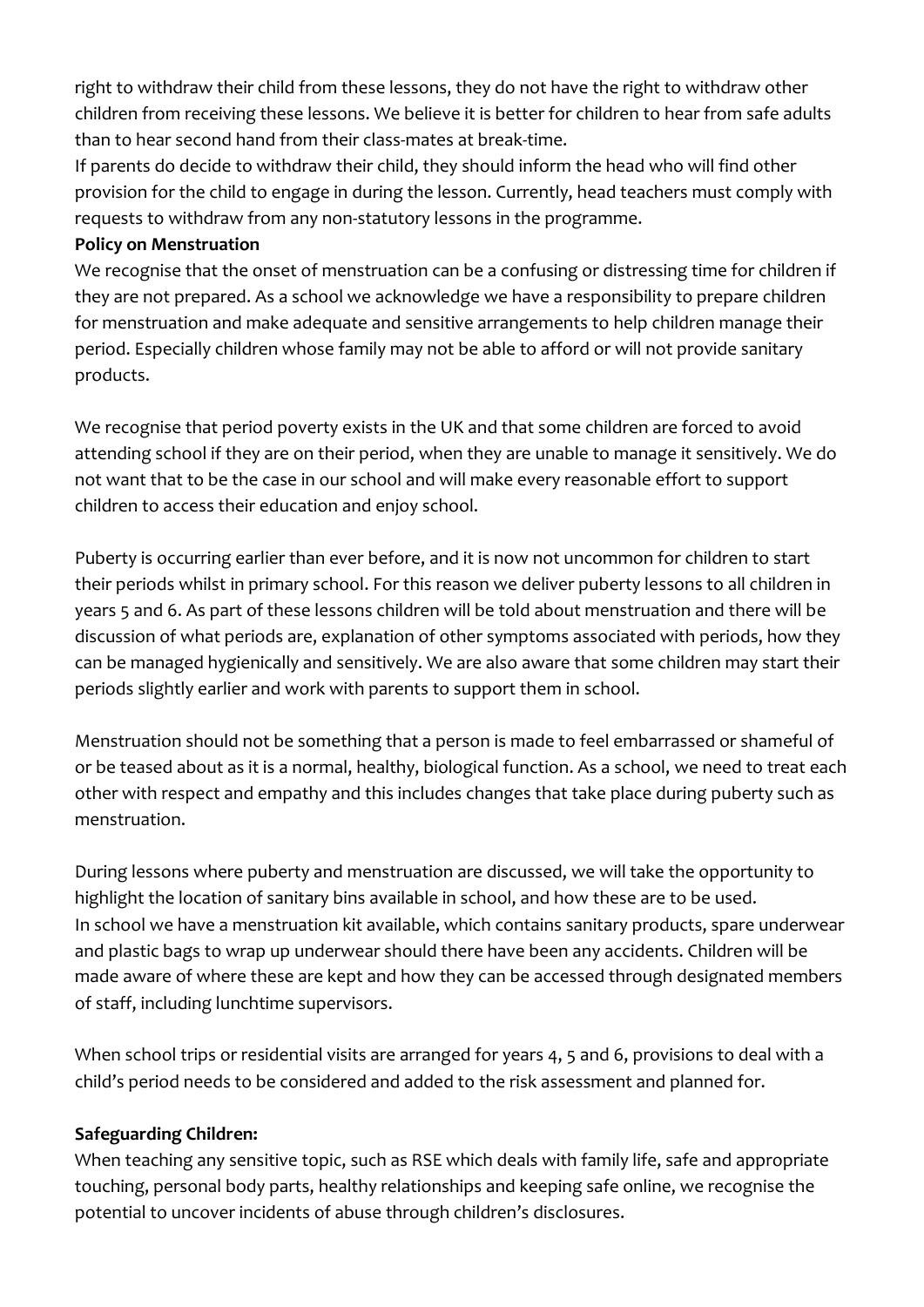right to withdraw their child from these lessons, they do not have the right to withdraw other children from receiving these lessons. We believe it is better for children to hear from safe adults than to hear second hand from their class-mates at break-time.
If parents do decide to withdraw their child, they should inform the head who will find other provision for the child to engage in during the lesson. Currently, head teachers must comply with requests to withdraw from any non-statutory lessons in the programme.

**Policy on Menstruation**

We recognise that the onset of menstruation can be a confusing or distressing time for children if they are not prepared. As a school we acknowledge we have a responsibility to prepare children for menstruation and make adequate and sensitive arrangements to help children manage their period. Especially children whose family may not be able to afford or will not provide sanitary products.

We recognise that period poverty exists in the UK and that some children are forced to avoid attending school if they are on their period, when they are unable to manage it sensitively. We do not want that to be the case in our school and will make every reasonable effort to support children to access their education and enjoy school.

Puberty is occurring earlier than ever before, and it is now not uncommon for children to start their periods whilst in primary school. For this reason we deliver puberty lessons to all children in years 5 and 6. As part of these lessons children will be told about menstruation and there will be discussion of what periods are, explanation of other symptoms associated with periods, how they can be managed hygienically and sensitively. We are also aware that some children may start their periods slightly earlier and work with parents to support them in school.

Menstruation should not be something that a person is made to feel embarrassed or shameful of or be teased about as it is a normal, healthy, biological function. As a school, we need to treat each other with respect and empathy and this includes changes that take place during puberty such as menstruation.

During lessons where puberty and menstruation are discussed, we will take the opportunity to highlight the location of sanitary bins available in school, and how these are to be used.
In school we have a menstruation kit available, which contains sanitary products, spare underwear and plastic bags to wrap up underwear should there have been any accidents. Children will be made aware of where these are kept and how they can be accessed through designated members of staff, including lunchtime supervisors.

When school trips or residential visits are arranged for years 4, 5 and 6, provisions to deal with a child's period needs to be considered and added to the risk assessment and planned for.

**Safeguarding Children:**

When teaching any sensitive topic, such as RSE which deals with family life, safe and appropriate touching, personal body parts, healthy relationships and keeping safe online, we recognise the potential to uncover incidents of abuse through children's disclosures.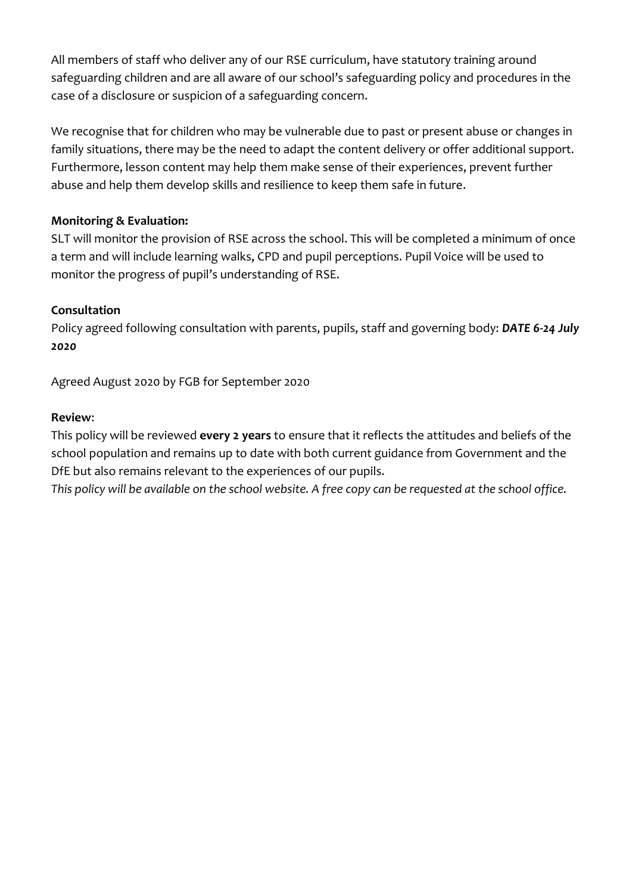All members of staff who deliver any of our RSE curriculum, have statutory training around safeguarding children and are all aware of our school's safeguarding policy and procedures in the case of a disclosure or suspicion of a safeguarding concern.

We recognise that for children who may be vulnerable due to past or present abuse or changes in family situations, there may be the need to adapt the content delivery or offer additional support. Furthermore, lesson content may help them make sense of their experiences, prevent further abuse and help them develop skills and resilience to keep them safe in future.

**Monitoring & Evaluation:**

SLT will monitor the provision of RSE across the school. This will be completed a minimum of once a term and will include learning walks, CPD and pupil perceptions. Pupil Voice will be used to monitor the progress of pupil's understanding of RSE.

**Consultation**

Policy agreed following consultation with parents, pupils, staff and governing body: ***DATE 6-24 July 2020***

Agreed August 2020 by FGB for September 2020

**Review**:

This policy will be reviewed **every 2 years** to ensure that it reflects the attitudes and beliefs of the school population and remains up to date with both current guidance from Government and the DfE but also remains relevant to the experiences of our pupils.

*This policy will be available on the school website. A free copy can be requested at the school office.*